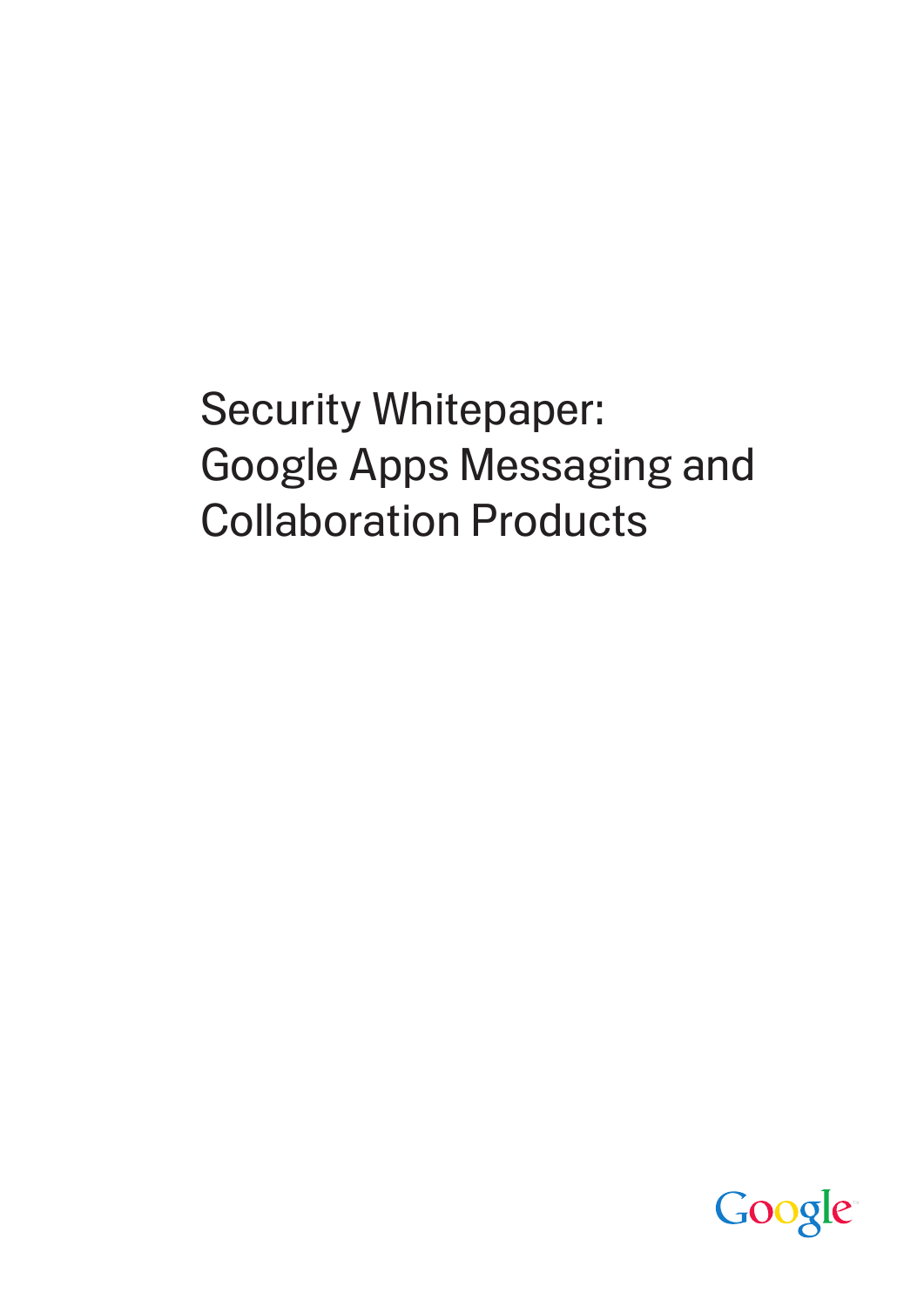# Security Whitepaper: Google Apps Messaging and Collaboration Products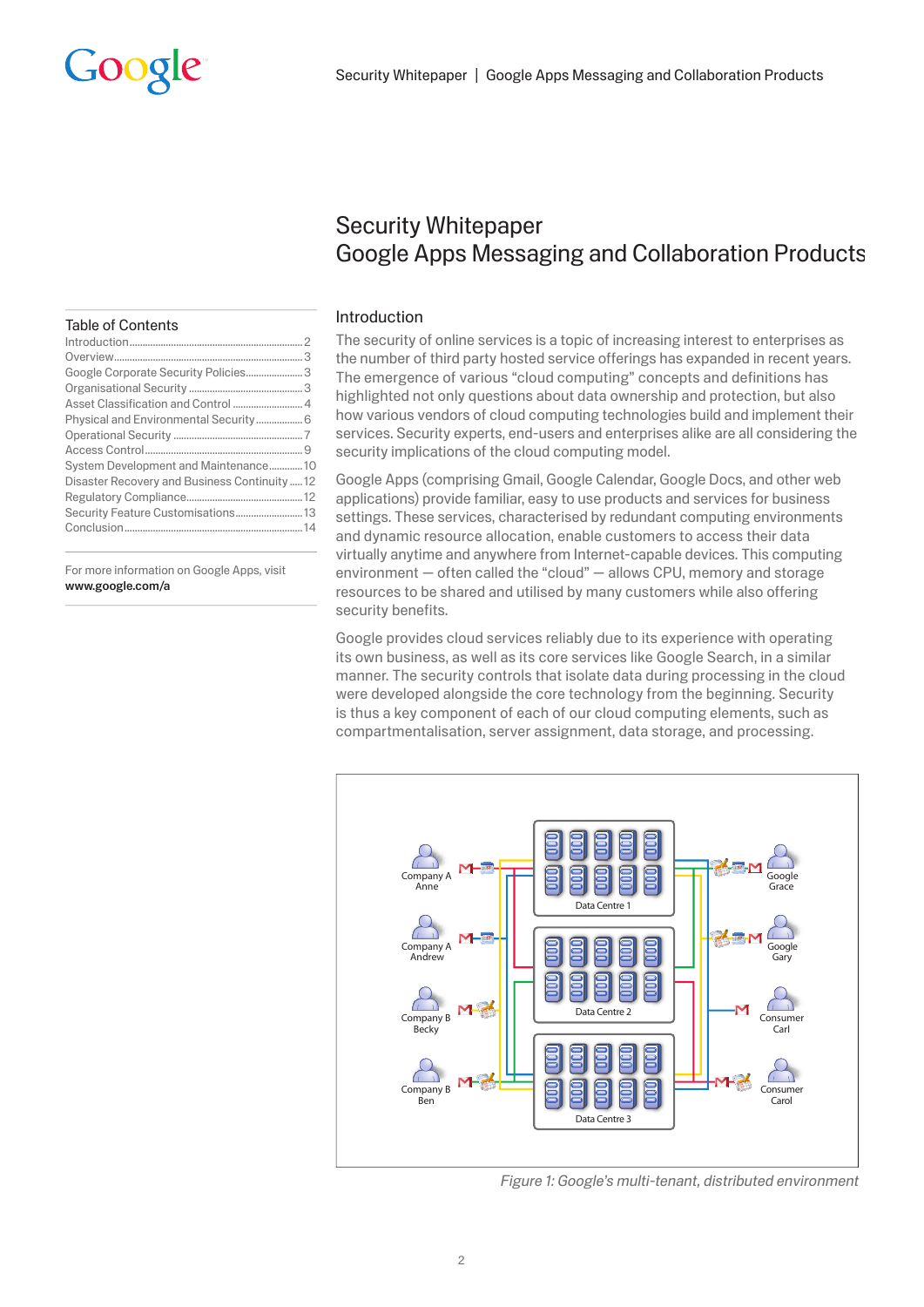# Security Whitepaper
# Google Apps Messaging and Collaboration Products

## Table of Contents

- Introduction ... 2
- Overview ... 3
- Google Corporate Security Policies ... 3
- Organisational Security ... 3
- Asset Classification and Control ... 4
- Physical and Environmental Security ... 6
- Operational Security ... 7
- Access Control ... 9
- System Development and Maintenance ... 10
- Disaster Recovery and Business Continuity ... 12
- Regulatory Compliance ... 12
- Security Feature Customisations ... 13
- Conclusion ... 14

For more information on Google Apps, visit **www.google.com/a**

## Introduction

The security of online services is a topic of increasing interest to enterprises as the number of third party hosted service offerings has expanded in recent years. The emergence of various "cloud computing" concepts and definitions has highlighted not only questions about data ownership and protection, but also how various vendors of cloud computing technologies build and implement their services. Security experts, end-users and enterprises alike are all considering the security implications of the cloud computing model.

Google Apps (comprising Gmail, Google Calendar, Google Docs, and other web applications) provide familiar, easy to use products and services for business settings. These services, characterised by redundant computing environments and dynamic resource allocation, enable customers to access their data virtually anytime and anywhere from Internet-capable devices. This computing environment — often called the "cloud" — allows CPU, memory and storage resources to be shared and utilised by many customers while also offering security benefits.

Google provides cloud services reliably due to its experience with operating its own business, as well as its core services like Google Search, in a similar manner. The security controls that isolate data during processing in the cloud were developed alongside the core technology from the beginning. Security is thus a key component of each of our cloud computing elements, such as compartmentalisation, server assignment, data storage, and processing.

*Figure 1: Google's multi-tenant, distributed environment*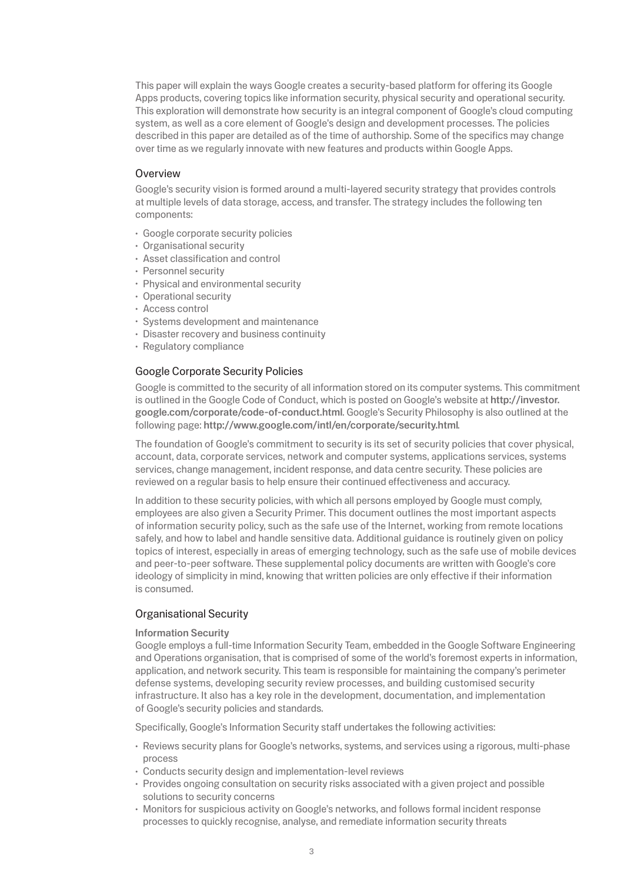This paper will explain the ways Google creates a security-based platform for offering its Google Apps products, covering topics like information security, physical security and operational security. This exploration will demonstrate how security is an integral component of Google's cloud computing system, as well as a core element of Google's design and development processes. The policies described in this paper are detailed as of the time of authorship. Some of the specifics may change over time as we regularly innovate with new features and products within Google Apps.

## Overview

Google's security vision is formed around a multi-layered security strategy that provides controls at multiple levels of data storage, access, and transfer. The strategy includes the following ten components:

- Google corporate security policies
- Organisational security
- Asset classification and control
- Personnel security
- Physical and environmental security
- Operational security
- Access control
- Systems development and maintenance
- Disaster recovery and business continuity
- Regulatory compliance

## Google Corporate Security Policies

Google is committed to the security of all information stored on its computer systems. This commitment is outlined in the Google Code of Conduct, which is posted on Google's website at **http://investor.google.com/corporate/code-of-conduct.html**. Google's Security Philosophy is also outlined at the following page: **http://www.google.com/intl/en/corporate/security.html**.

The foundation of Google's commitment to security is its set of security policies that cover physical, account, data, corporate services, network and computer systems, applications services, systems services, change management, incident response, and data centre security. These policies are reviewed on a regular basis to help ensure their continued effectiveness and accuracy.

In addition to these security policies, with which all persons employed by Google must comply, employees are also given a Security Primer. This document outlines the most important aspects of information security policy, such as the safe use of the Internet, working from remote locations safely, and how to label and handle sensitive data. Additional guidance is routinely given on policy topics of interest, especially in areas of emerging technology, such as the safe use of mobile devices and peer-to-peer software. These supplemental policy documents are written with Google's core ideology of simplicity in mind, knowing that written policies are only effective if their information is consumed.

## Organisational Security

### Information Security

Google employs a full-time Information Security Team, embedded in the Google Software Engineering and Operations organisation, that is comprised of some of the world's foremost experts in information, application, and network security. This team is responsible for maintaining the company's perimeter defense systems, developing security review processes, and building customised security infrastructure. It also has a key role in the development, documentation, and implementation of Google's security policies and standards.

Specifically, Google's Information Security staff undertakes the following activities:

- Reviews security plans for Google's networks, systems, and services using a rigorous, multi-phase process
- Conducts security design and implementation-level reviews
- Provides ongoing consultation on security risks associated with a given project and possible solutions to security concerns
- Monitors for suspicious activity on Google's networks, and follows formal incident response processes to quickly recognise, analyse, and remediate information security threats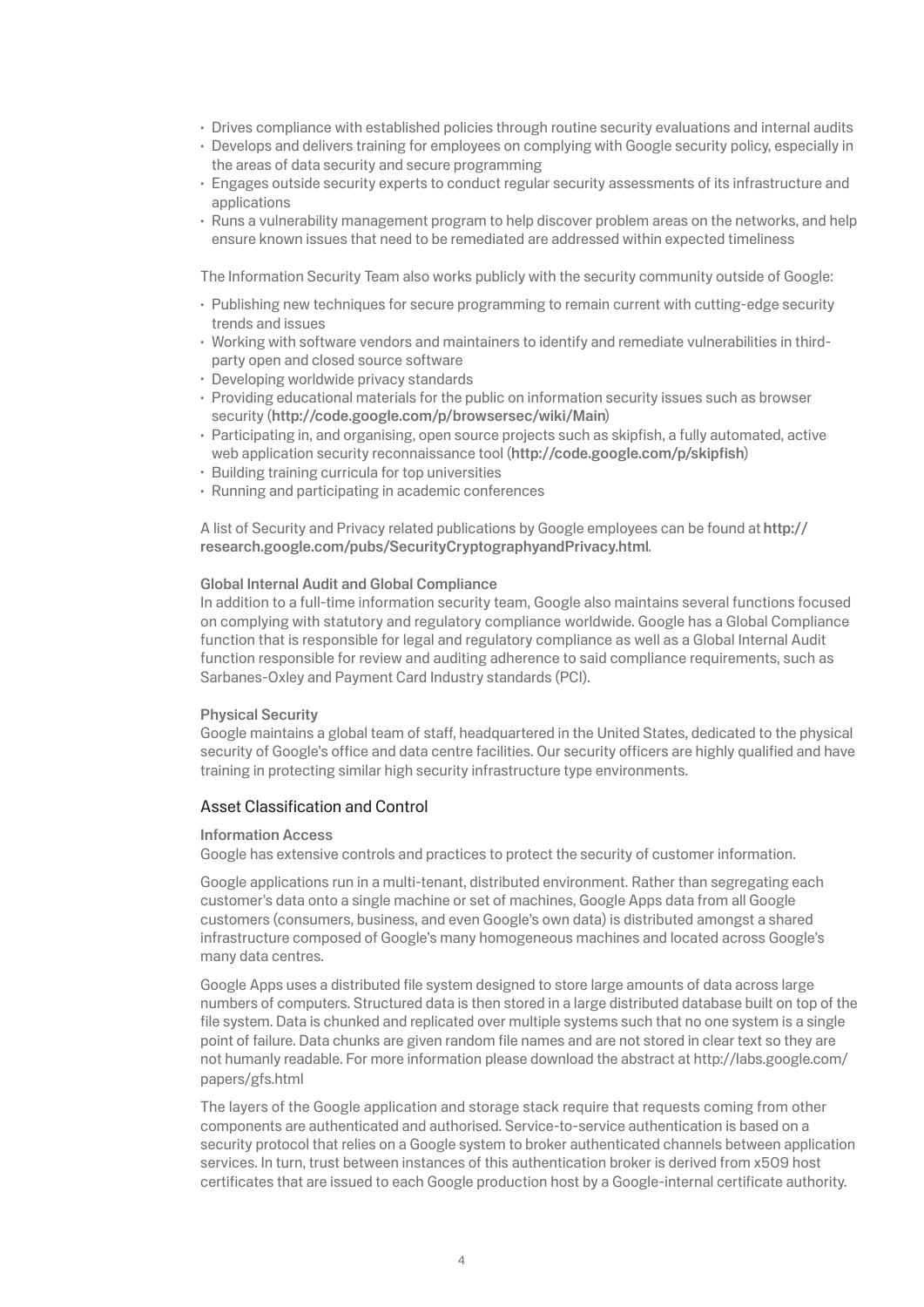- Drives compliance with established policies through routine security evaluations and internal audits
- Develops and delivers training for employees on complying with Google security policy, especially in the areas of data security and secure programming
- Engages outside security experts to conduct regular security assessments of its infrastructure and applications
- Runs a vulnerability management program to help discover problem areas on the networks, and help ensure known issues that need to be remediated are addressed within expected timeliness

The Information Security Team also works publicly with the security community outside of Google:

- Publishing new techniques for secure programming to remain current with cutting-edge security trends and issues
- Working with software vendors and maintainers to identify and remediate vulnerabilities in third-party open and closed source software
- Developing worldwide privacy standards
- Providing educational materials for the public on information security issues such as browser security (**http://code.google.com/p/browsersec/wiki/Main**)
- Participating in, and organising, open source projects such as skipfish, a fully automated, active web application security reconnaissance tool (**http://code.google.com/p/skipfish**)
- Building training curricula for top universities
- Running and participating in academic conferences

A list of Security and Privacy related publications by Google employees can be found at **http://research.google.com/pubs/SecurityCryptographyandPrivacy.html**.

### Global Internal Audit and Global Compliance

In addition to a full-time information security team, Google also maintains several functions focused on complying with statutory and regulatory compliance worldwide. Google has a Global Compliance function that is responsible for legal and regulatory compliance as well as a Global Internal Audit function responsible for review and auditing adherence to said compliance requirements, such as Sarbanes-Oxley and Payment Card Industry standards (PCI).

### Physical Security

Google maintains a global team of staff, headquartered in the United States, dedicated to the physical security of Google's office and data centre facilities. Our security officers are highly qualified and have training in protecting similar high security infrastructure type environments.

## Asset Classification and Control

### Information Access

Google has extensive controls and practices to protect the security of customer information.

Google applications run in a multi-tenant, distributed environment. Rather than segregating each customer's data onto a single machine or set of machines, Google Apps data from all Google customers (consumers, business, and even Google's own data) is distributed amongst a shared infrastructure composed of Google's many homogeneous machines and located across Google's many data centres.

Google Apps uses a distributed file system designed to store large amounts of data across large numbers of computers. Structured data is then stored in a large distributed database built on top of the file system. Data is chunked and replicated over multiple systems such that no one system is a single point of failure. Data chunks are given random file names and are not stored in clear text so they are not humanly readable. For more information please download the abstract at http://labs.google.com/papers/gfs.html

The layers of the Google application and storage stack require that requests coming from other components are authenticated and authorised. Service-to-service authentication is based on a security protocol that relies on a Google system to broker authenticated channels between application services. In turn, trust between instances of this authentication broker is derived from x509 host certificates that are issued to each Google production host by a Google-internal certificate authority.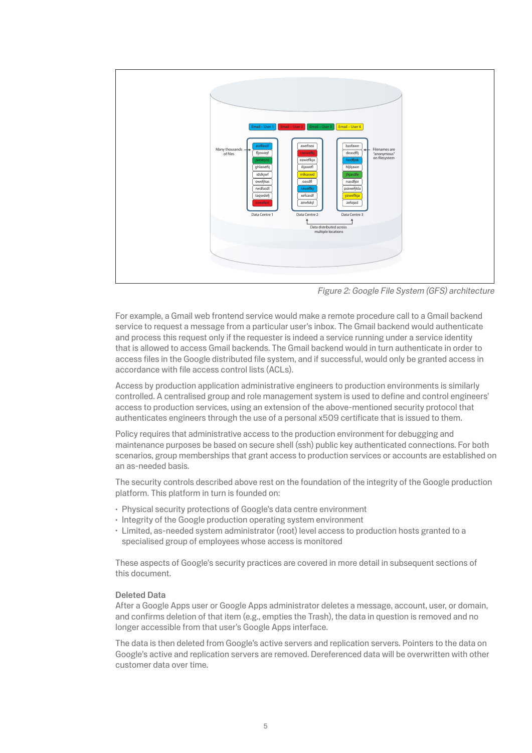Figure 2: Google File System (GFS) architecture

For example, a Gmail web frontend service would make a remote procedure call to a Gmail backend service to request a message from a particular user's inbox. The Gmail backend would authenticate and process this request only if the requester is indeed a service running under a service identity that is allowed to access Gmail backends. The Gmail backend would in turn authenticate in order to access files in the Google distributed file system, and if successful, would only be granted access in accordance with file access control lists (ACLs).

Access by production application administrative engineers to production environments is similarly controlled. A centralised group and role management system is used to define and control engineers' access to production services, using an extension of the above-mentioned security protocol that authenticates engineers through the use of a personal x509 certificate that is issued to them.

Policy requires that administrative access to the production environment for debugging and maintenance purposes be based on secure shell (ssh) public key authenticated connections. For both scenarios, group memberships that grant access to production services or accounts are established on an as-needed basis.

The security controls described above rest on the foundation of the integrity of the Google production platform. This platform in turn is founded on:

- Physical security protections of Google's data centre environment
- Integrity of the Google production operating system environment
- Limited, as-needed system administrator (root) level access to production hosts granted to a specialised group of employees whose access is monitored

These aspects of Google's security practices are covered in more detail in subsequent sections of this document.

### Deleted Data

After a Google Apps user or Google Apps administrator deletes a message, account, user, or domain, and confirms deletion of that item (e.g., empties the Trash), the data in question is removed and no longer accessible from that user's Google Apps interface.

The data is then deleted from Google's active servers and replication servers. Pointers to the data on Google's active and replication servers are removed. Dereferenced data will be overwritten with other customer data over time.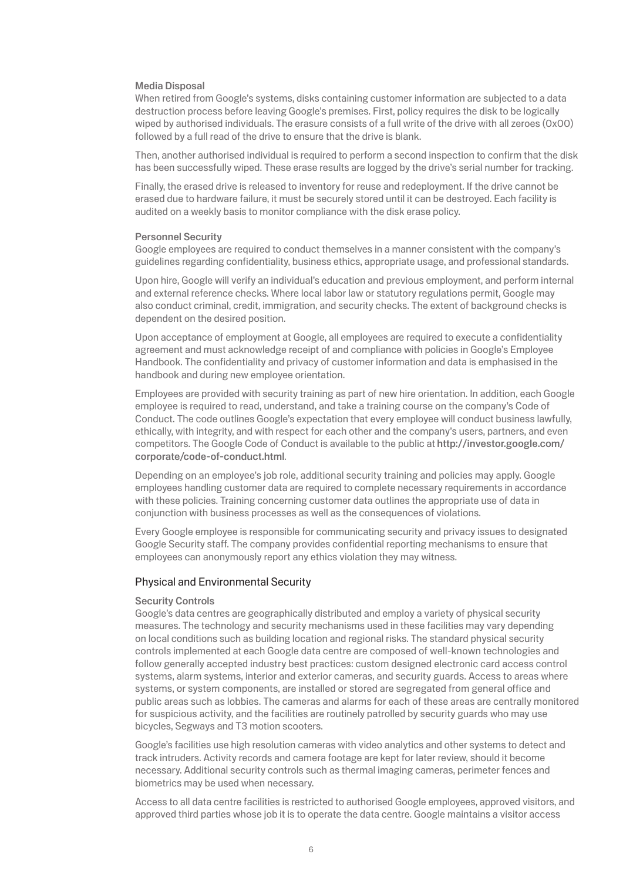#### Media Disposal

When retired from Google's systems, disks containing customer information are subjected to a data destruction process before leaving Google's premises. First, policy requires the disk to be logically wiped by authorised individuals. The erasure consists of a full write of the drive with all zeroes (0x00) followed by a full read of the drive to ensure that the drive is blank.

Then, another authorised individual is required to perform a second inspection to confirm that the disk has been successfully wiped. These erase results are logged by the drive's serial number for tracking.

Finally, the erased drive is released to inventory for reuse and redeployment. If the drive cannot be erased due to hardware failure, it must be securely stored until it can be destroyed. Each facility is audited on a weekly basis to monitor compliance with the disk erase policy.

#### Personnel Security

Google employees are required to conduct themselves in a manner consistent with the company's guidelines regarding confidentiality, business ethics, appropriate usage, and professional standards.

Upon hire, Google will verify an individual's education and previous employment, and perform internal and external reference checks. Where local labor law or statutory regulations permit, Google may also conduct criminal, credit, immigration, and security checks. The extent of background checks is dependent on the desired position.

Upon acceptance of employment at Google, all employees are required to execute a confidentiality agreement and must acknowledge receipt of and compliance with policies in Google's Employee Handbook. The confidentiality and privacy of customer information and data is emphasised in the handbook and during new employee orientation.

Employees are provided with security training as part of new hire orientation. In addition, each Google employee is required to read, understand, and take a training course on the company's Code of Conduct. The code outlines Google's expectation that every employee will conduct business lawfully, ethically, with integrity, and with respect for each other and the company's users, partners, and even competitors. The Google Code of Conduct is available to the public at **http://investor.google.com/corporate/code-of-conduct.html**.

Depending on an employee's job role, additional security training and policies may apply. Google employees handling customer data are required to complete necessary requirements in accordance with these policies. Training concerning customer data outlines the appropriate use of data in conjunction with business processes as well as the consequences of violations.

Every Google employee is responsible for communicating security and privacy issues to designated Google Security staff. The company provides confidential reporting mechanisms to ensure that employees can anonymously report any ethics violation they may witness.

### Physical and Environmental Security

#### Security Controls

Google's data centres are geographically distributed and employ a variety of physical security measures. The technology and security mechanisms used in these facilities may vary depending on local conditions such as building location and regional risks. The standard physical security controls implemented at each Google data centre are composed of well-known technologies and follow generally accepted industry best practices: custom designed electronic card access control systems, alarm systems, interior and exterior cameras, and security guards. Access to areas where systems, or system components, are installed or stored are segregated from general office and public areas such as lobbies. The cameras and alarms for each of these areas are centrally monitored for suspicious activity, and the facilities are routinely patrolled by security guards who may use bicycles, Segways and T3 motion scooters.

Google's facilities use high resolution cameras with video analytics and other systems to detect and track intruders. Activity records and camera footage are kept for later review, should it become necessary. Additional security controls such as thermal imaging cameras, perimeter fences and biometrics may be used when necessary.

Access to all data centre facilities is restricted to authorised Google employees, approved visitors, and approved third parties whose job it is to operate the data centre. Google maintains a visitor access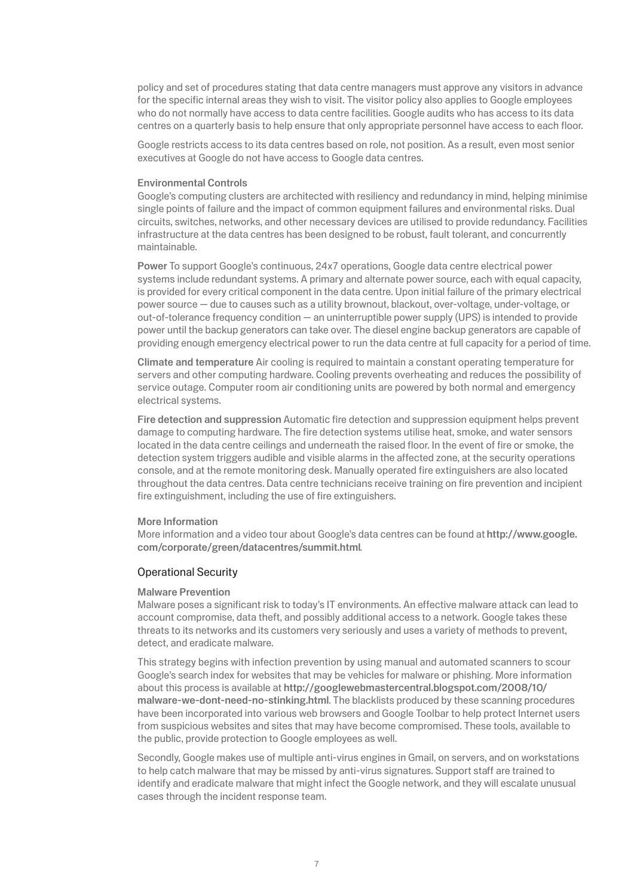policy and set of procedures stating that data centre managers must approve any visitors in advance for the specific internal areas they wish to visit. The visitor policy also applies to Google employees who do not normally have access to data centre facilities. Google audits who has access to its data centres on a quarterly basis to help ensure that only appropriate personnel have access to each floor.

Google restricts access to its data centres based on role, not position. As a result, even most senior executives at Google do not have access to Google data centres.

#### Environmental Controls

Google's computing clusters are architected with resiliency and redundancy in mind, helping minimise single points of failure and the impact of common equipment failures and environmental risks. Dual circuits, switches, networks, and other necessary devices are utilised to provide redundancy. Facilities infrastructure at the data centres has been designed to be robust, fault tolerant, and concurrently maintainable.

**Power** To support Google's continuous, 24x7 operations, Google data centre electrical power systems include redundant systems. A primary and alternate power source, each with equal capacity, is provided for every critical component in the data centre. Upon initial failure of the primary electrical power source — due to causes such as a utility brownout, blackout, over-voltage, under-voltage, or out-of-tolerance frequency condition — an uninterruptible power supply (UPS) is intended to provide power until the backup generators can take over. The diesel engine backup generators are capable of providing enough emergency electrical power to run the data centre at full capacity for a period of time.

**Climate and temperature** Air cooling is required to maintain a constant operating temperature for servers and other computing hardware. Cooling prevents overheating and reduces the possibility of service outage. Computer room air conditioning units are powered by both normal and emergency electrical systems.

**Fire detection and suppression** Automatic fire detection and suppression equipment helps prevent damage to computing hardware. The fire detection systems utilise heat, smoke, and water sensors located in the data centre ceilings and underneath the raised floor. In the event of fire or smoke, the detection system triggers audible and visible alarms in the affected zone, at the security operations console, and at the remote monitoring desk. Manually operated fire extinguishers are also located throughout the data centres. Data centre technicians receive training on fire prevention and incipient fire extinguishment, including the use of fire extinguishers.

#### More Information

More information and a video tour about Google's data centres can be found at **http://www.google.com/corporate/green/datacentres/summit.html**.

### Operational Security

#### Malware Prevention

Malware poses a significant risk to today's IT environments. An effective malware attack can lead to account compromise, data theft, and possibly additional access to a network. Google takes these threats to its networks and its customers very seriously and uses a variety of methods to prevent, detect, and eradicate malware.

This strategy begins with infection prevention by using manual and automated scanners to scour Google's search index for websites that may be vehicles for malware or phishing. More information about this process is available at **http://googlewebmastercentral.blogspot.com/2008/10/malware-we-dont-need-no-stinking.html**. The blacklists produced by these scanning procedures have been incorporated into various web browsers and Google Toolbar to help protect Internet users from suspicious websites and sites that may have become compromised. These tools, available to the public, provide protection to Google employees as well.

Secondly, Google makes use of multiple anti-virus engines in Gmail, on servers, and on workstations to help catch malware that may be missed by anti-virus signatures. Support staff are trained to identify and eradicate malware that might infect the Google network, and they will escalate unusual cases through the incident response team.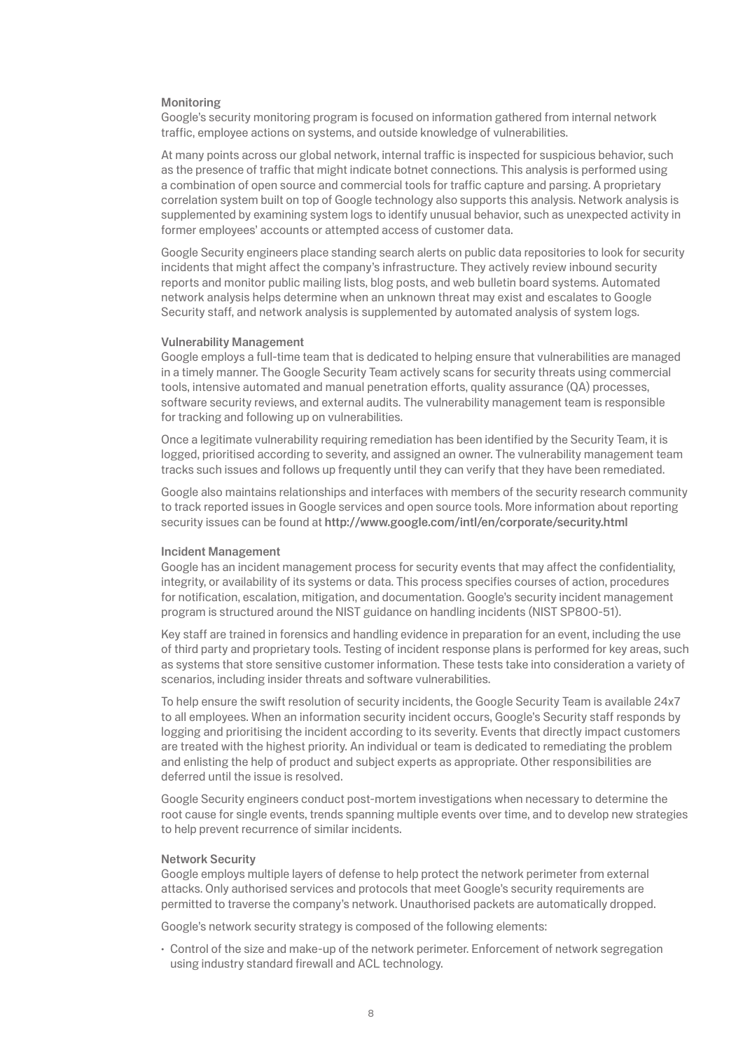### Monitoring

Google's security monitoring program is focused on information gathered from internal network traffic, employee actions on systems, and outside knowledge of vulnerabilities.

At many points across our global network, internal traffic is inspected for suspicious behavior, such as the presence of traffic that might indicate botnet connections. This analysis is performed using a combination of open source and commercial tools for traffic capture and parsing. A proprietary correlation system built on top of Google technology also supports this analysis. Network analysis is supplemented by examining system logs to identify unusual behavior, such as unexpected activity in former employees' accounts or attempted access of customer data.

Google Security engineers place standing search alerts on public data repositories to look for security incidents that might affect the company's infrastructure. They actively review inbound security reports and monitor public mailing lists, blog posts, and web bulletin board systems. Automated network analysis helps determine when an unknown threat may exist and escalates to Google Security staff, and network analysis is supplemented by automated analysis of system logs.

### Vulnerability Management

Google employs a full-time team that is dedicated to helping ensure that vulnerabilities are managed in a timely manner. The Google Security Team actively scans for security threats using commercial tools, intensive automated and manual penetration efforts, quality assurance (QA) processes, software security reviews, and external audits. The vulnerability management team is responsible for tracking and following up on vulnerabilities.

Once a legitimate vulnerability requiring remediation has been identified by the Security Team, it is logged, prioritised according to severity, and assigned an owner. The vulnerability management team tracks such issues and follows up frequently until they can verify that they have been remediated.

Google also maintains relationships and interfaces with members of the security research community to track reported issues in Google services and open source tools. More information about reporting security issues can be found at **http://www.google.com/intl/en/corporate/security.html**

### Incident Management

Google has an incident management process for security events that may affect the confidentiality, integrity, or availability of its systems or data. This process specifies courses of action, procedures for notification, escalation, mitigation, and documentation. Google's security incident management program is structured around the NIST guidance on handling incidents (NIST SP800-51).

Key staff are trained in forensics and handling evidence in preparation for an event, including the use of third party and proprietary tools. Testing of incident response plans is performed for key areas, such as systems that store sensitive customer information. These tests take into consideration a variety of scenarios, including insider threats and software vulnerabilities.

To help ensure the swift resolution of security incidents, the Google Security Team is available 24x7 to all employees. When an information security incident occurs, Google's Security staff responds by logging and prioritising the incident according to its severity. Events that directly impact customers are treated with the highest priority. An individual or team is dedicated to remediating the problem and enlisting the help of product and subject experts as appropriate. Other responsibilities are deferred until the issue is resolved.

Google Security engineers conduct post-mortem investigations when necessary to determine the root cause for single events, trends spanning multiple events over time, and to develop new strategies to help prevent recurrence of similar incidents.

### Network Security

Google employs multiple layers of defense to help protect the network perimeter from external attacks. Only authorised services and protocols that meet Google's security requirements are permitted to traverse the company's network. Unauthorised packets are automatically dropped.

Google's network security strategy is composed of the following elements:

- Control of the size and make-up of the network perimeter. Enforcement of network segregation using industry standard firewall and ACL technology.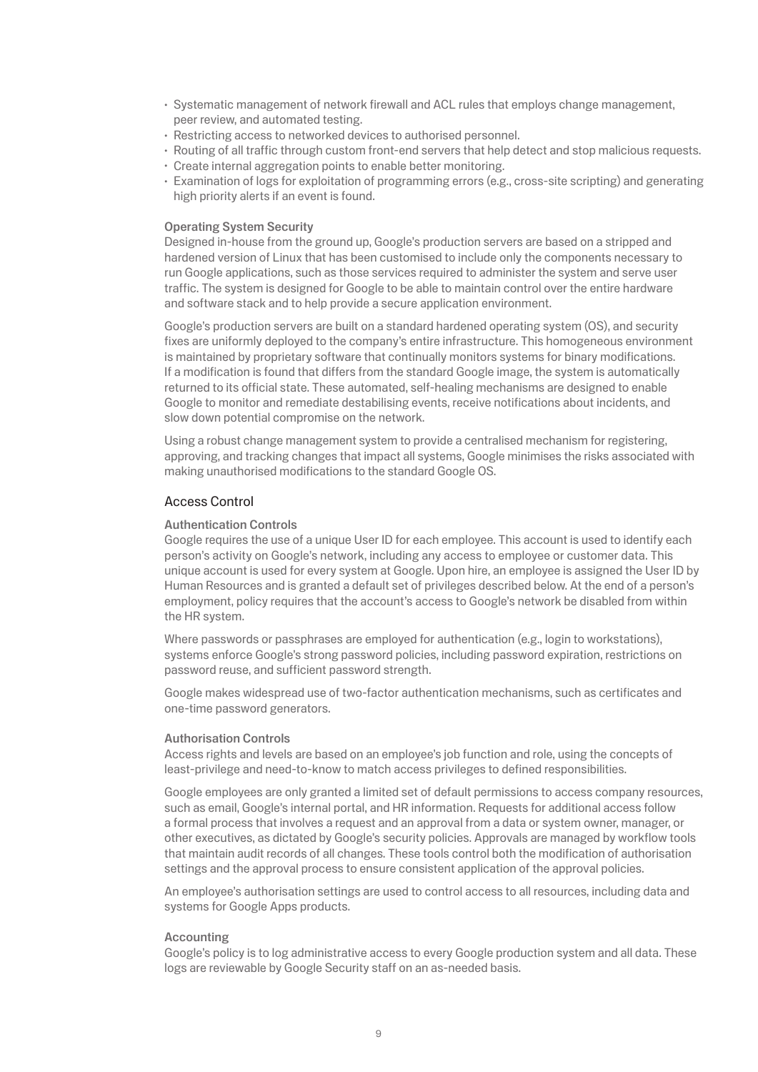- Systematic management of network firewall and ACL rules that employs change management, peer review, and automated testing.
- Restricting access to networked devices to authorised personnel.
- Routing of all traffic through custom front-end servers that help detect and stop malicious requests.
- Create internal aggregation points to enable better monitoring.
- Examination of logs for exploitation of programming errors (e.g., cross-site scripting) and generating high priority alerts if an event is found.

#### Operating System Security

Designed in-house from the ground up, Google's production servers are based on a stripped and hardened version of Linux that has been customised to include only the components necessary to run Google applications, such as those services required to administer the system and serve user traffic. The system is designed for Google to be able to maintain control over the entire hardware and software stack and to help provide a secure application environment.

Google's production servers are built on a standard hardened operating system (OS), and security fixes are uniformly deployed to the company's entire infrastructure. This homogeneous environment is maintained by proprietary software that continually monitors systems for binary modifications. If a modification is found that differs from the standard Google image, the system is automatically returned to its official state. These automated, self-healing mechanisms are designed to enable Google to monitor and remediate destabilising events, receive notifications about incidents, and slow down potential compromise on the network.

Using a robust change management system to provide a centralised mechanism for registering, approving, and tracking changes that impact all systems, Google minimises the risks associated with making unauthorised modifications to the standard Google OS.

### Access Control

#### Authentication Controls

Google requires the use of a unique User ID for each employee. This account is used to identify each person's activity on Google's network, including any access to employee or customer data. This unique account is used for every system at Google. Upon hire, an employee is assigned the User ID by Human Resources and is granted a default set of privileges described below. At the end of a person's employment, policy requires that the account's access to Google's network be disabled from within the HR system.

Where passwords or passphrases are employed for authentication (e.g., login to workstations), systems enforce Google's strong password policies, including password expiration, restrictions on password reuse, and sufficient password strength.

Google makes widespread use of two-factor authentication mechanisms, such as certificates and one-time password generators.

#### Authorisation Controls

Access rights and levels are based on an employee's job function and role, using the concepts of least-privilege and need-to-know to match access privileges to defined responsibilities.

Google employees are only granted a limited set of default permissions to access company resources, such as email, Google's internal portal, and HR information. Requests for additional access follow a formal process that involves a request and an approval from a data or system owner, manager, or other executives, as dictated by Google's security policies. Approvals are managed by workflow tools that maintain audit records of all changes. These tools control both the modification of authorisation settings and the approval process to ensure consistent application of the approval policies.

An employee's authorisation settings are used to control access to all resources, including data and systems for Google Apps products.

#### Accounting

Google's policy is to log administrative access to every Google production system and all data. These logs are reviewable by Google Security staff on an as-needed basis.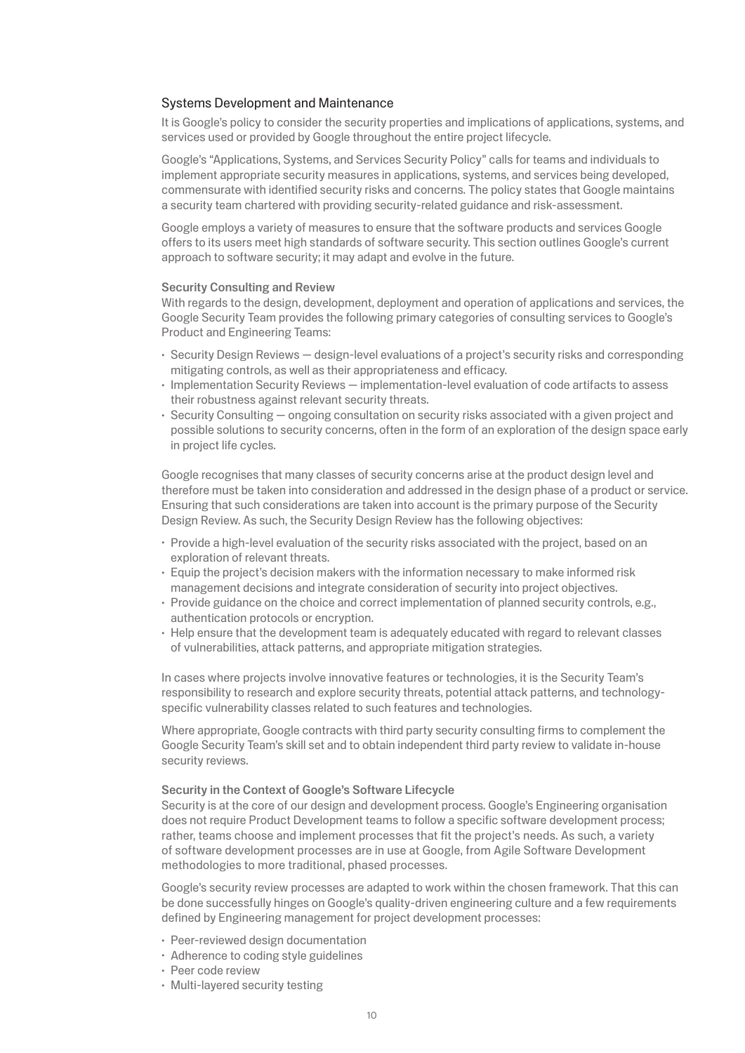## Systems Development and Maintenance

It is Google's policy to consider the security properties and implications of applications, systems, and services used or provided by Google throughout the entire project lifecycle.

Google's "Applications, Systems, and Services Security Policy" calls for teams and individuals to implement appropriate security measures in applications, systems, and services being developed, commensurate with identified security risks and concerns. The policy states that Google maintains a security team chartered with providing security-related guidance and risk-assessment.

Google employs a variety of measures to ensure that the software products and services Google offers to its users meet high standards of software security. This section outlines Google's current approach to software security; it may adapt and evolve in the future.

### Security Consulting and Review

With regards to the design, development, deployment and operation of applications and services, the Google Security Team provides the following primary categories of consulting services to Google's Product and Engineering Teams:

- Security Design Reviews — design-level evaluations of a project's security risks and corresponding mitigating controls, as well as their appropriateness and efficacy.
- Implementation Security Reviews — implementation-level evaluation of code artifacts to assess their robustness against relevant security threats.
- Security Consulting — ongoing consultation on security risks associated with a given project and possible solutions to security concerns, often in the form of an exploration of the design space early in project life cycles.

Google recognises that many classes of security concerns arise at the product design level and therefore must be taken into consideration and addressed in the design phase of a product or service. Ensuring that such considerations are taken into account is the primary purpose of the Security Design Review. As such, the Security Design Review has the following objectives:

- Provide a high-level evaluation of the security risks associated with the project, based on an exploration of relevant threats.
- Equip the project's decision makers with the information necessary to make informed risk management decisions and integrate consideration of security into project objectives.
- Provide guidance on the choice and correct implementation of planned security controls, e.g., authentication protocols or encryption.
- Help ensure that the development team is adequately educated with regard to relevant classes of vulnerabilities, attack patterns, and appropriate mitigation strategies.

In cases where projects involve innovative features or technologies, it is the Security Team's responsibility to research and explore security threats, potential attack patterns, and technology-specific vulnerability classes related to such features and technologies.

Where appropriate, Google contracts with third party security consulting firms to complement the Google Security Team's skill set and to obtain independent third party review to validate in-house security reviews.

### Security in the Context of Google's Software Lifecycle

Security is at the core of our design and development process. Google's Engineering organisation does not require Product Development teams to follow a specific software development process; rather, teams choose and implement processes that fit the project's needs. As such, a variety of software development processes are in use at Google, from Agile Software Development methodologies to more traditional, phased processes.

Google's security review processes are adapted to work within the chosen framework. That this can be done successfully hinges on Google's quality-driven engineering culture and a few requirements defined by Engineering management for project development processes:

- Peer-reviewed design documentation
- Adherence to coding style guidelines
- Peer code review
- Multi-layered security testing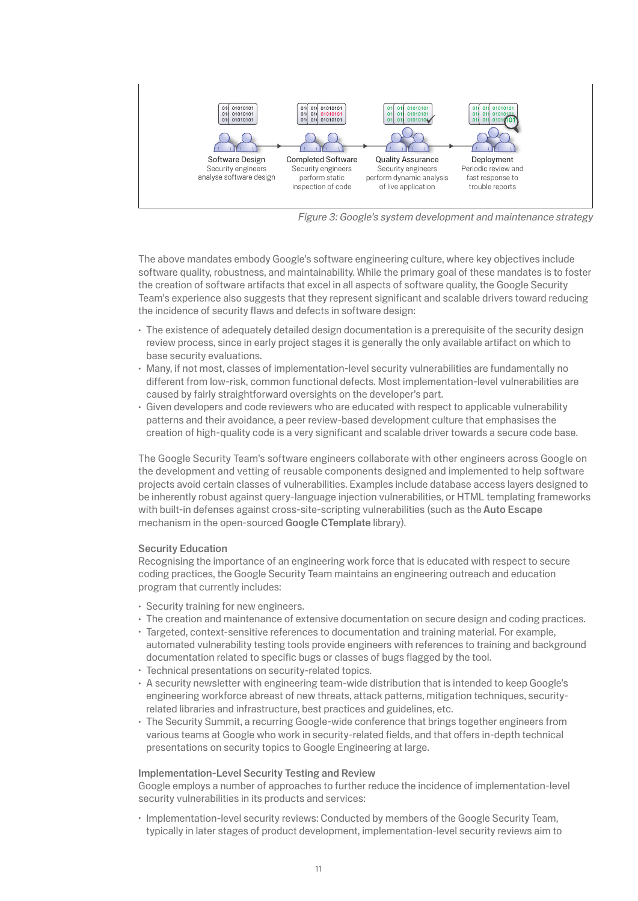Software Design
Security engineers analyse software design

Completed Software
Security engineers perform static inspection of code

Quality Assurance
Security engineers perform dynamic analysis of live application

Deployment
Periodic review and fast response to trouble reports

*Figure 3: Google's system development and maintenance strategy*

The above mandates embody Google's software engineering culture, where key objectives include software quality, robustness, and maintainability. While the primary goal of these mandates is to foster the creation of software artifacts that excel in all aspects of software quality, the Google Security Team's experience also suggests that they represent significant and scalable drivers toward reducing the incidence of security flaws and defects in software design:

- The existence of adequately detailed design documentation is a prerequisite of the security design review process, since in early project stages it is generally the only available artifact on which to base security evaluations.
- Many, if not most, classes of implementation-level security vulnerabilities are fundamentally no different from low-risk, common functional defects. Most implementation-level vulnerabilities are caused by fairly straightforward oversights on the developer's part.
- Given developers and code reviewers who are educated with respect to applicable vulnerability patterns and their avoidance, a peer review-based development culture that emphasises the creation of high-quality code is a very significant and scalable driver towards a secure code base.

The Google Security Team's software engineers collaborate with other engineers across Google on the development and vetting of reusable components designed and implemented to help software projects avoid certain classes of vulnerabilities. Examples include database access layers designed to be inherently robust against query-language injection vulnerabilities, or HTML templating frameworks with built-in defenses against cross-site-scripting vulnerabilities (such as the **Auto Escape** mechanism in the open-sourced **Google CTemplate** library).

### Security Education

Recognising the importance of an engineering work force that is educated with respect to secure coding practices, the Google Security Team maintains an engineering outreach and education program that currently includes:

- Security training for new engineers.
- The creation and maintenance of extensive documentation on secure design and coding practices.
- Targeted, context-sensitive references to documentation and training material. For example, automated vulnerability testing tools provide engineers with references to training and background documentation related to specific bugs or classes of bugs flagged by the tool.
- Technical presentations on security-related topics.
- A security newsletter with engineering team-wide distribution that is intended to keep Google's engineering workforce abreast of new threats, attack patterns, mitigation techniques, security-related libraries and infrastructure, best practices and guidelines, etc.
- The Security Summit, a recurring Google-wide conference that brings together engineers from various teams at Google who work in security-related fields, and that offers in-depth technical presentations on security topics to Google Engineering at large.

### Implementation-Level Security Testing and Review

Google employs a number of approaches to further reduce the incidence of implementation-level security vulnerabilities in its products and services:

- Implementation-level security reviews: Conducted by members of the Google Security Team, typically in later stages of product development, implementation-level security reviews aim to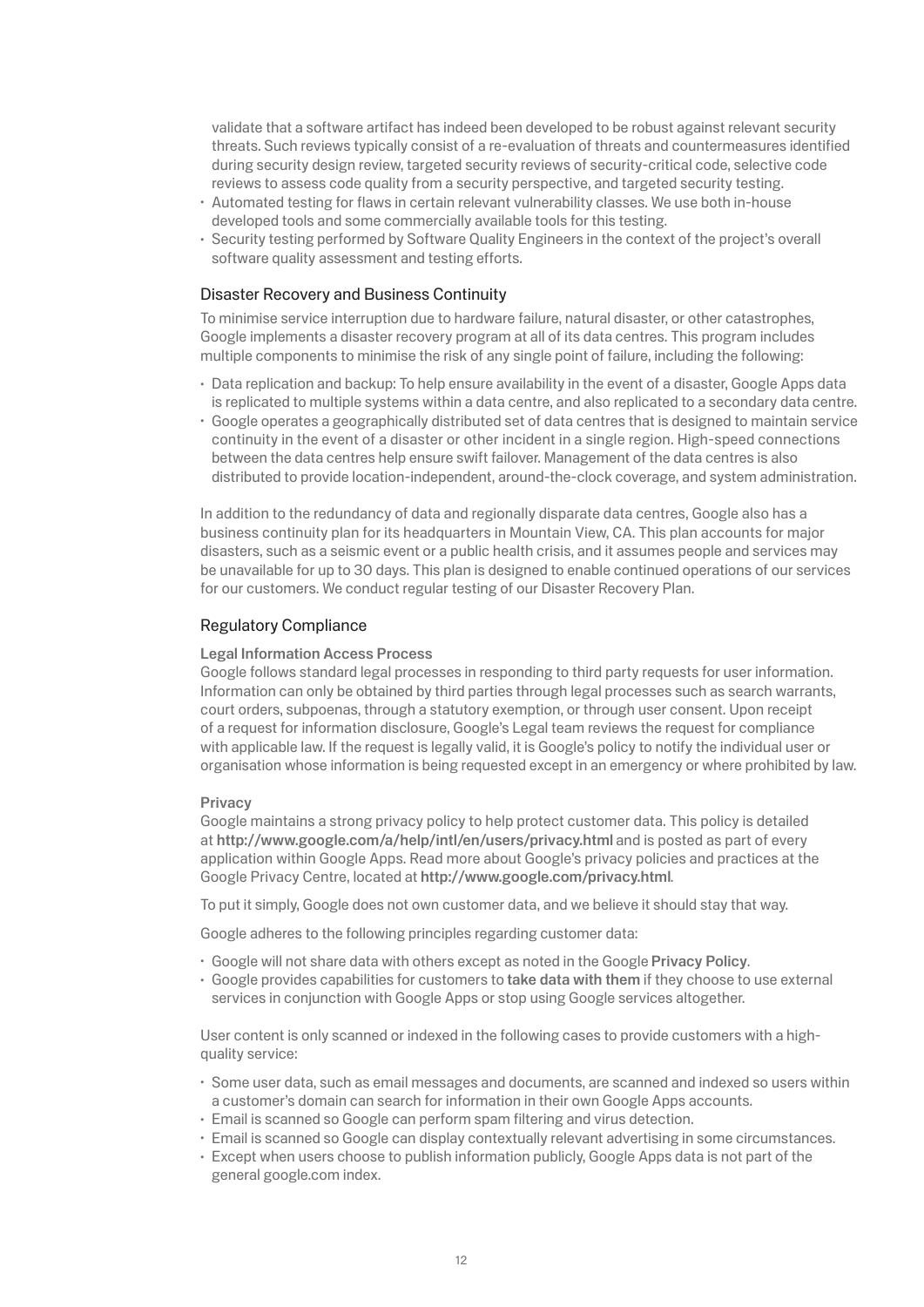validate that a software artifact has indeed been developed to be robust against relevant security threats. Such reviews typically consist of a re-evaluation of threats and countermeasures identified during security design review, targeted security reviews of security-critical code, selective code reviews to assess code quality from a security perspective, and targeted security testing.

- Automated testing for flaws in certain relevant vulnerability classes. We use both in-house developed tools and some commercially available tools for this testing.
- Security testing performed by Software Quality Engineers in the context of the project's overall software quality assessment and testing efforts.

## Disaster Recovery and Business Continuity

To minimise service interruption due to hardware failure, natural disaster, or other catastrophes, Google implements a disaster recovery program at all of its data centres. This program includes multiple components to minimise the risk of any single point of failure, including the following:

- Data replication and backup: To help ensure availability in the event of a disaster, Google Apps data is replicated to multiple systems within a data centre, and also replicated to a secondary data centre.
- Google operates a geographically distributed set of data centres that is designed to maintain service continuity in the event of a disaster or other incident in a single region. High-speed connections between the data centres help ensure swift failover. Management of the data centres is also distributed to provide location-independent, around-the-clock coverage, and system administration.

In addition to the redundancy of data and regionally disparate data centres, Google also has a business continuity plan for its headquarters in Mountain View, CA. This plan accounts for major disasters, such as a seismic event or a public health crisis, and it assumes people and services may be unavailable for up to 30 days. This plan is designed to enable continued operations of our services for our customers. We conduct regular testing of our Disaster Recovery Plan.

## Regulatory Compliance

### Legal Information Access Process

Google follows standard legal processes in responding to third party requests for user information. Information can only be obtained by third parties through legal processes such as search warrants, court orders, subpoenas, through a statutory exemption, or through user consent. Upon receipt of a request for information disclosure, Google's Legal team reviews the request for compliance with applicable law. If the request is legally valid, it is Google's policy to notify the individual user or organisation whose information is being requested except in an emergency or where prohibited by law.

### Privacy

Google maintains a strong privacy policy to help protect customer data. This policy is detailed at **http://www.google.com/a/help/intl/en/users/privacy.html** and is posted as part of every application within Google Apps. Read more about Google's privacy policies and practices at the Google Privacy Centre, located at **http://www.google.com/privacy.html**.

To put it simply, Google does not own customer data, and we believe it should stay that way.

Google adheres to the following principles regarding customer data:

- Google will not share data with others except as noted in the Google **Privacy Policy**.
- Google provides capabilities for customers to **take data with them** if they choose to use external services in conjunction with Google Apps or stop using Google services altogether.

User content is only scanned or indexed in the following cases to provide customers with a high-quality service:

- Some user data, such as email messages and documents, are scanned and indexed so users within a customer's domain can search for information in their own Google Apps accounts.
- Email is scanned so Google can perform spam filtering and virus detection.
- Email is scanned so Google can display contextually relevant advertising in some circumstances.
- Except when users choose to publish information publicly, Google Apps data is not part of the general google.com index.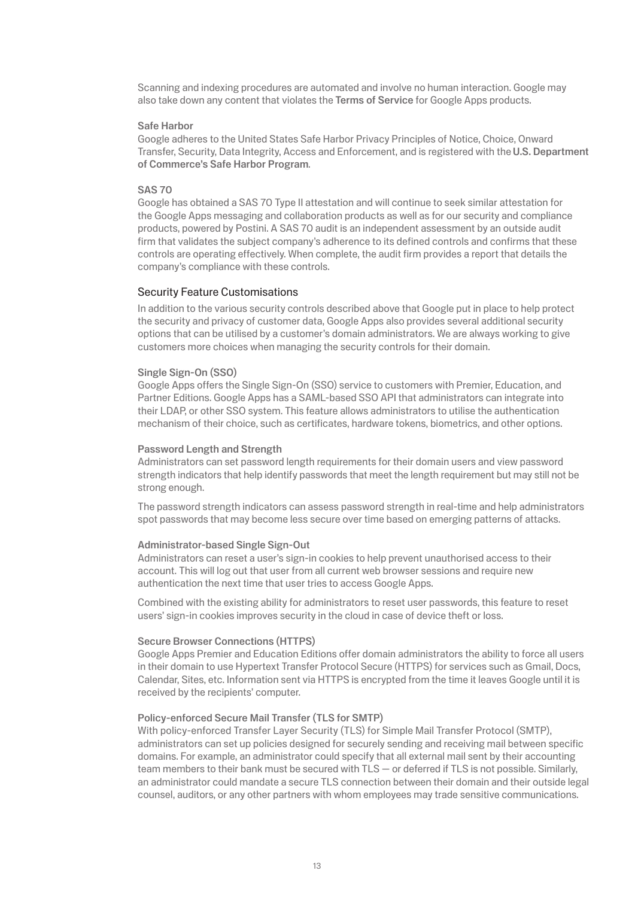Scanning and indexing procedures are automated and involve no human interaction. Google may also take down any content that violates the **Terms of Service** for Google Apps products.

#### Safe Harbor

Google adheres to the United States Safe Harbor Privacy Principles of Notice, Choice, Onward Transfer, Security, Data Integrity, Access and Enforcement, and is registered with the **U.S. Department of Commerce's Safe Harbor Program**.

#### SAS 70

Google has obtained a SAS 70 Type II attestation and will continue to seek similar attestation for the Google Apps messaging and collaboration products as well as for our security and compliance products, powered by Postini. A SAS 70 audit is an independent assessment by an outside audit firm that validates the subject company's adherence to its defined controls and confirms that these controls are operating effectively. When complete, the audit firm provides a report that details the company's compliance with these controls.

### Security Feature Customisations

In addition to the various security controls described above that Google put in place to help protect the security and privacy of customer data, Google Apps also provides several additional security options that can be utilised by a customer's domain administrators. We are always working to give customers more choices when managing the security controls for their domain.

#### Single Sign-On (SSO)

Google Apps offers the Single Sign-On (SSO) service to customers with Premier, Education, and Partner Editions. Google Apps has a SAML-based SSO API that administrators can integrate into their LDAP, or other SSO system. This feature allows administrators to utilise the authentication mechanism of their choice, such as certificates, hardware tokens, biometrics, and other options.

#### Password Length and Strength

Administrators can set password length requirements for their domain users and view password strength indicators that help identify passwords that meet the length requirement but may still not be strong enough.

The password strength indicators can assess password strength in real-time and help administrators spot passwords that may become less secure over time based on emerging patterns of attacks.

#### Administrator-based Single Sign-Out

Administrators can reset a user's sign-in cookies to help prevent unauthorised access to their account. This will log out that user from all current web browser sessions and require new authentication the next time that user tries to access Google Apps.

Combined with the existing ability for administrators to reset user passwords, this feature to reset users' sign-in cookies improves security in the cloud in case of device theft or loss.

#### Secure Browser Connections (HTTPS)

Google Apps Premier and Education Editions offer domain administrators the ability to force all users in their domain to use Hypertext Transfer Protocol Secure (HTTPS) for services such as Gmail, Docs, Calendar, Sites, etc. Information sent via HTTPS is encrypted from the time it leaves Google until it is received by the recipients' computer.

#### Policy-enforced Secure Mail Transfer (TLS for SMTP)

With policy-enforced Transfer Layer Security (TLS) for Simple Mail Transfer Protocol (SMTP), administrators can set up policies designed for securely sending and receiving mail between specific domains. For example, an administrator could specify that all external mail sent by their accounting team members to their bank must be secured with TLS — or deferred if TLS is not possible. Similarly, an administrator could mandate a secure TLS connection between their domain and their outside legal counsel, auditors, or any other partners with whom employees may trade sensitive communications.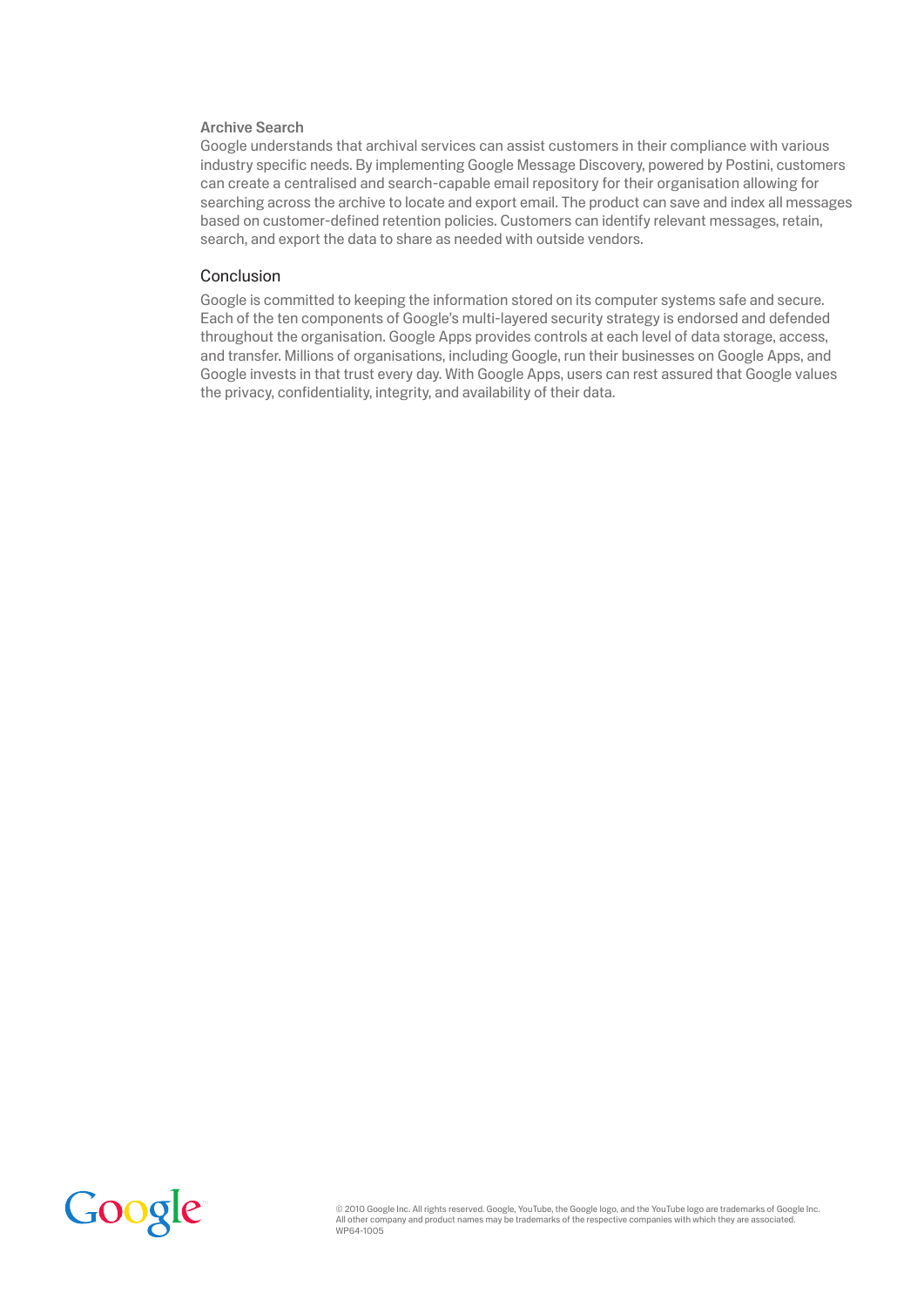### Archive Search

Google understands that archival services can assist customers in their compliance with various industry specific needs. By implementing Google Message Discovery, powered by Postini, customers can create a centralised and search-capable email repository for their organisation allowing for searching across the archive to locate and export email. The product can save and index all messages based on customer-defined retention policies. Customers can identify relevant messages, retain, search, and export the data to share as needed with outside vendors.

## Conclusion

Google is committed to keeping the information stored on its computer systems safe and secure. Each of the ten components of Google's multi-layered security strategy is endorsed and defended throughout the organisation. Google Apps provides controls at each level of data storage, access, and transfer. Millions of organisations, including Google, run their businesses on Google Apps, and Google invests in that trust every day. With Google Apps, users can rest assured that Google values the privacy, confidentiality, integrity, and availability of their data.

Google

© 2010 Google Inc. All rights reserved. Google, YouTube, the Google logo, and the YouTube logo are trademarks of Google Inc. All other company and product names may be trademarks of the respective companies with which they are associated.
WP64-1005